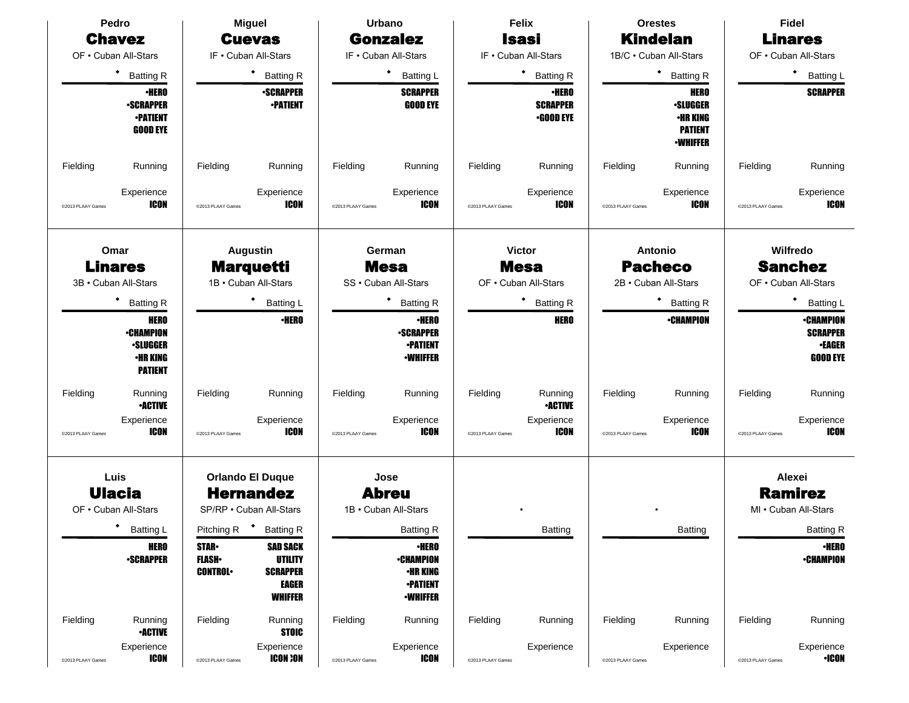## Pedro Chavez
OF • Cuban All-Stars

Batting R

•HERO
•SCRAPPER
•PATIENT
GOOD EYE

Fielding | Running

Experience
ICON

©2013 PLAAY Games

## Miguel Cuevas
IF • Cuban All-Stars

Batting R

•SCRAPPER
•PATIENT

Fielding | Running

Experience
ICON

©2013 PLAAY Games

## Urbano Gonzalez
IF • Cuban All-Stars

Batting L

SCRAPPER
GOOD EYE

Fielding | Running

Experience
ICON

©2013 PLAAY Games

## Felix Isasi
IF • Cuban All-Stars

Batting R

•HERO
SCRAPPER
•GOOD EYE

Fielding | Running

Experience
ICON

©2013 PLAAY Games

## Orestes Kindelan
1B/C • Cuban All-Stars

Batting R

HERO
•SLUGGER
•HR KING
PATIENT
•WHIFFER

Fielding | Running

Experience
ICON

©2013 PLAAY Games

## Fidel Linares
OF • Cuban All-Stars

Batting L

SCRAPPER

Fielding | Running

Experience
ICON

©2013 PLAAY Games

## Omar Linares
3B • Cuban All-Stars

Batting R

HERO
•CHAMPION
•SLUGGER
•HR KING
PATIENT

Fielding | Running
•ACTIVE

Experience
ICON

©2013 PLAAY Games

## Augustin Marquetti
1B • Cuban All-Stars

Batting L

•HERO

Fielding | Running

Experience
ICON

©2013 PLAAY Games

## German Mesa
SS • Cuban All-Stars

Batting R

•HERO
•SCRAPPER
•PATIENT
•WHIFFER

Fielding | Running

Experience
ICON

©2013 PLAAY Games

## Victor Mesa
OF • Cuban All-Stars

Batting R

HERO

Fielding | Running
•ACTIVE

Experience
ICON

©2013 PLAAY Games

## Antonio Pacheco
2B • Cuban All-Stars

Batting R

•CHAMPION

Fielding | Running

Experience
ICON

©2013 PLAAY Games

## Wilfredo Sanchez
OF • Cuban All-Stars

Batting L

•CHAMPION
SCRAPPER
•EAGER
GOOD EYE

Fielding | Running

Experience
ICON

©2013 PLAAY Games

## Luis Ulacia
OF • Cuban All-Stars

Batting L

HERO
•SCRAPPER

Fielding | Running
•ACTIVE

Experience
ICON

©2013 PLAAY Games

## Orlando El Duque Hernandez
SP/RP • Cuban All-Stars

Pitching R | Batting R

STAR•
FLASH•
CONTROL•

SAD SACK
UTILITY
SCRAPPER
EAGER
WHIFFER

Fielding | Running
STOIC

Experience
ICON ICON

©2013 PLAAY Games

## Jose Abreu
1B • Cuban All-Stars

Batting R

•HERO
•CHAMPION
•HR KING
•PATIENT
•WHIFFER

Fielding | Running

Experience
ICON

©2013 PLAAY Games

•

Batting

Fielding | Running

Experience

©2013 PLAAY Games

•

Batting

Fielding | Running

Experience

©2013 PLAAY Games

## Alexei Ramirez
MI • Cuban All-Stars

Batting R

•HERO
•CHAMPION

Fielding | Running

Experience
•ICON

©2013 PLAAY Games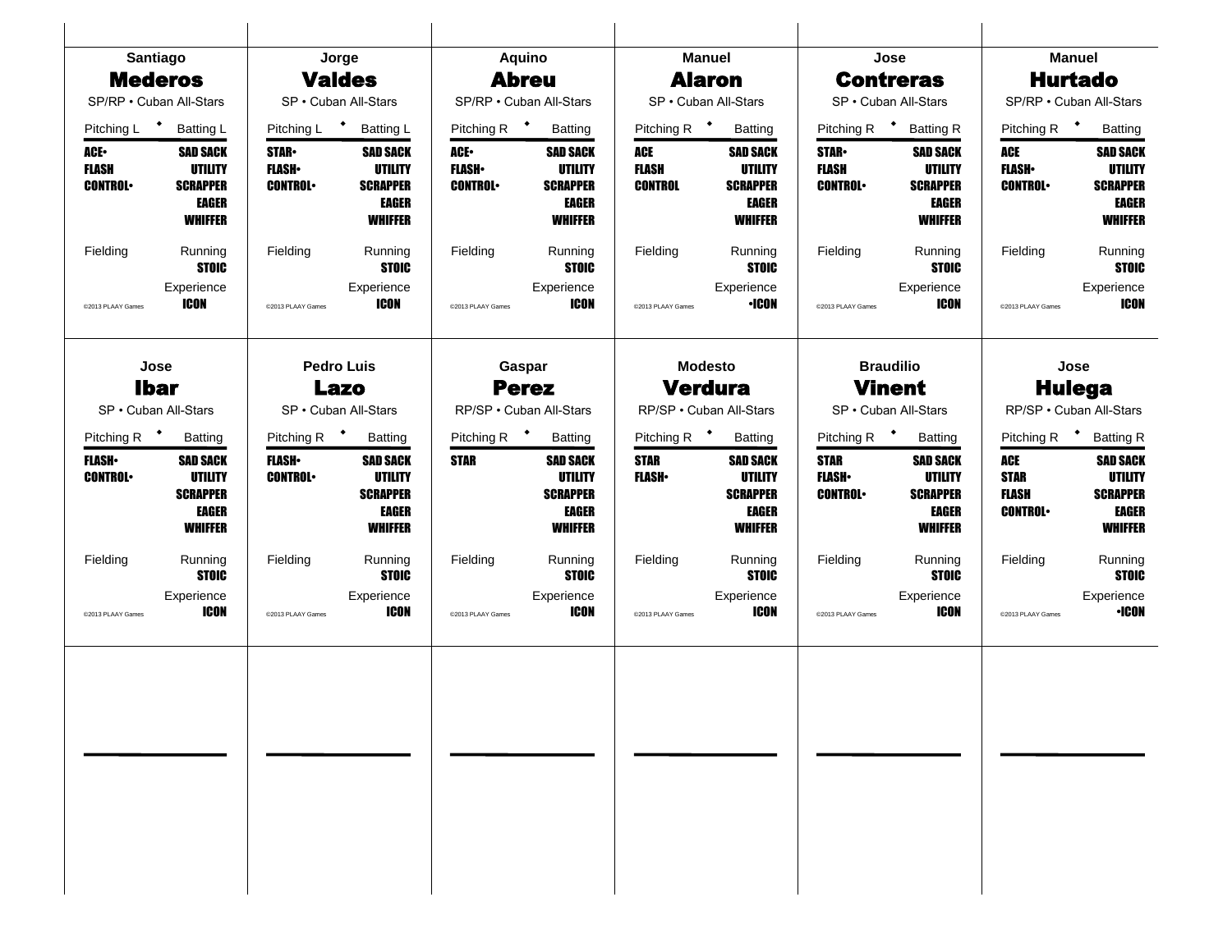**Santiago**

## Mederos

SP/RP • Cuban All-Stars

| Pitching L • | Batting L |
|---|---|
| ACE• | SAD SACK |
| FLASH | UTILITY |
| CONTROL• | SCRAPPER |
| | EAGER |
| | WHIFFER |

Fielding

Running: STOIC

Experience: ICON

©2013 PLAAY Games

**Jorge**

## Valdes

SP • Cuban All-Stars

| Pitching L • | Batting L |
|---|---|
| STAR• | SAD SACK |
| FLASH• | UTILITY |
| CONTROL• | SCRAPPER |
| | EAGER |
| | WHIFFER |

Fielding

Running: STOIC

Experience: ICON

©2013 PLAAY Games

**Aquino**

## Abreu

SP/RP • Cuban All-Stars

| Pitching R • | Batting |
|---|---|
| ACE• | SAD SACK |
| FLASH• | UTILITY |
| CONTROL• | SCRAPPER |
| | EAGER |
| | WHIFFER |

Fielding

Running: STOIC

Experience: ICON

©2013 PLAAY Games

**Manuel**

## Alaron

SP • Cuban All-Stars

| Pitching R • | Batting |
|---|---|
| ACE | SAD SACK |
| FLASH | UTILITY |
| CONTROL | SCRAPPER |
| | EAGER |
| | WHIFFER |

Fielding

Running: STOIC

Experience: •ICON

©2013 PLAAY Games

**Jose**

## Contreras

SP • Cuban All-Stars

| Pitching R • | Batting R |
|---|---|
| STAR• | SAD SACK |
| FLASH | UTILITY |
| CONTROL• | SCRAPPER |
| | EAGER |
| | WHIFFER |

Fielding

Running: STOIC

Experience: ICON

©2013 PLAAY Games

**Manuel**

## Hurtado

SP/RP • Cuban All-Stars

| Pitching R • | Batting |
|---|---|
| ACE | SAD SACK |
| FLASH• | UTILITY |
| CONTROL• | SCRAPPER |
| | EAGER |
| | WHIFFER |

Fielding

Running: STOIC

Experience: ICON

©2013 PLAAY Games

**Jose**

## Ibar

SP • Cuban All-Stars

| Pitching R • | Batting |
|---|---|
| FLASH• | SAD SACK |
| CONTROL• | UTILITY |
| | SCRAPPER |
| | EAGER |
| | WHIFFER |

Fielding

Running: STOIC

Experience: ICON

©2013 PLAAY Games

**Pedro Luis**

## Lazo

SP • Cuban All-Stars

| Pitching R • | Batting |
|---|---|
| FLASH• | SAD SACK |
| CONTROL• | UTILITY |
| | SCRAPPER |
| | EAGER |
| | WHIFFER |

Fielding

Running: STOIC

Experience: ICON

©2013 PLAAY Games

**Gaspar**

## Perez

RP/SP • Cuban All-Stars

| Pitching R • | Batting |
|---|---|
| STAR | SAD SACK |
| | UTILITY |
| | SCRAPPER |
| | EAGER |
| | WHIFFER |

Fielding

Running: STOIC

Experience: ICON

©2013 PLAAY Games

**Modesto**

## Verdura

RP/SP • Cuban All-Stars

| Pitching R • | Batting |
|---|---|
| STAR | SAD SACK |
| FLASH• | UTILITY |
| | SCRAPPER |
| | EAGER |
| | WHIFFER |

Fielding

Running: STOIC

Experience: ICON

©2013 PLAAY Games

**Braudilio**

## Vinent

SP • Cuban All-Stars

| Pitching R • | Batting |
|---|---|
| STAR | SAD SACK |
| FLASH• | UTILITY |
| CONTROL• | SCRAPPER |
| | EAGER |
| | WHIFFER |

Fielding

Running: STOIC

Experience: ICON

©2013 PLAAY Games

**Jose**

## Hulega

RP/SP • Cuban All-Stars

| Pitching R • | Batting R |
|---|---|
| ACE | SAD SACK |
| STAR | UTILITY |
| FLASH | SCRAPPER |
| CONTROL• | EAGER |
| | WHIFFER |

Fielding

Running: STOIC

Experience: •ICON

©2013 PLAAY Games